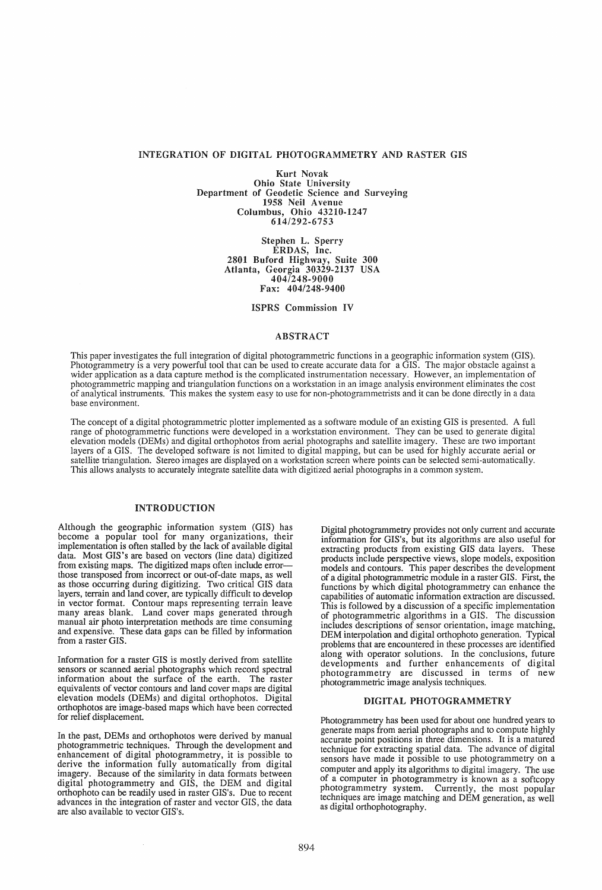# INTEGRATION OF DIGITAL PHOTOGRAMMETRY AND RASTER GIS

Kurt Novak
Ohio State University
Department of Geodetic Science and Surveying
1958 Neil Avenue
Columbus, Ohio 43210-1247
614/292-6753

Stephen L. Sperry
ERDAS, Inc.
2801 Buford Highway, Suite 300
Atlanta, Georgia 30329-2137 USA
404/248-9000
Fax: 404/248-9400

ISPRS Commission IV

## ABSTRACT

This paper investigates the full integration of digital photogrammetric functions in a geographic information system (GIS). Photogrammetry is a very powerful tool that can be used to create accurate data for a GIS. The major obstacle against a wider application as a data capture method is the complicated instrumentation necessary. However, an implementation of photogrammetric mapping and triangulation functions on a workstation in an image analysis environment eliminates the cost of analytical instruments. This makes the system easy to use for non-photogrammetrists and it can be done directly in a data base environment.

The concept of a digital photogrammetric plotter implemented as a software module of an existing GIS is presented. A full range of photogrammetric functions were developed in a workstation environment. They can be used to generate digital elevation models (DEMs) and digital orthophotos from aerial photographs and satellite imagery. These are two important layers of a GIS. The developed software is not limited to digital mapping, but can be used for highly accurate aerial or satellite triangulation. Stereo images are displayed on a workstation screen where points can be selected semi-automatically. This allows analysts to accurately integrate satellite data with digitized aerial photographs in a common system.

## INTRODUCTION

Although the geographic information system (GIS) has become a popular tool for many organizations, their implementation is often stalled by the lack of available digital data. Most GIS's are based on vectors (line data) digitized from existing maps. The digitized maps often include error—those transposed from incorrect or out-of-date maps, as well as those occurring during digitizing. Two critical GIS data layers, terrain and land cover, are typically difficult to develop in vector format. Contour maps representing terrain leave many areas blank. Land cover maps generated through manual air photo interpretation methods are time consuming and expensive. These data gaps can be filled by information from a raster GIS.

Information for a raster GIS is mostly derived from satellite sensors or scanned aerial photographs which record spectral information about the surface of the earth. The raster equivalents of vector contours and land cover maps are digital elevation models (DEMs) and digital orthophotos. Digital orthophotos are image-based maps which have been corrected for relief displacement.

In the past, DEMs and orthophotos were derived by manual photogrammetric techniques. Through the development and enhancement of digital photogrammetry, it is possible to derive the information fully automatically from digital imagery. Because of the similarity in data formats between digital photogrammetry and GIS, the DEM and digital orthophoto can be readily used in raster GIS's. Due to recent advances in the integration of raster and vector GIS, the data are also available to vector GIS's.

Digital photogrammetry provides not only current and accurate information for GIS's, but its algorithms are also useful for extracting products from existing GIS data layers. These products include perspective views, slope models, exposition models and contours. This paper describes the development of a digital photogrammetric module in a raster GIS. First, the functions by which digital photogrammetry can enhance the capabilities of automatic information extraction are discussed. This is followed by a discussion of a specific implementation of photogrammetric algorithms in a GIS. The discussion includes descriptions of sensor orientation, image matching, DEM interpolation and digital orthophoto generation. Typical problems that are encountered in these processes are identified along with operator solutions. In the conclusions, future developments and further enhancements of digital photogrammetry are discussed in terms of new photogrammetric image analysis techniques.

## DIGITAL PHOTOGRAMMETRY

Photogrammetry has been used for about one hundred years to generate maps from aerial photographs and to compute highly accurate point positions in three dimensions. It is a matured technique for extracting spatial data. The advance of digital sensors have made it possible to use photogrammetry on a computer and apply its algorithms to digital imagery. The use of a computer in photogrammetry is known as a softcopy photogrammetry system. Currently, the most popular techniques are image matching and DEM generation, as well as digital orthophotography.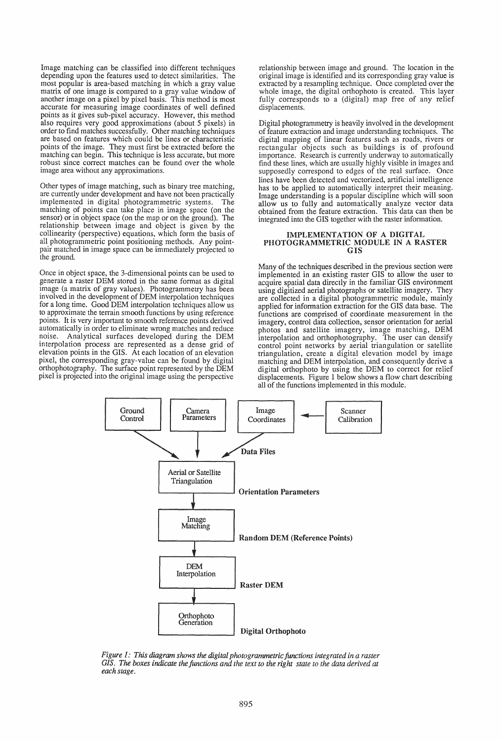Image matching can be classified into different techniques depending upon the features used to detect similarities. The most popular is area-based matching in which a gray value matrix of one image is compared to a gray value window of another image on a pixel by pixel basis. This method is most accurate for measuring image coordinates of well defined points as it gives sub-pixel accuracy. However, this method also requires very good approximations (about 5 pixels) in order to find matches successfully. Other matching techniques are based on features which could be lines or characteristic points of the image. They must first be extracted before the matching can begin. This technique is less accurate, but more robust since correct matches can be found over the whole image area without any approximations.

Other types of image matching, such as binary tree matching, are currently under development and have not been practically implemented in digital photogrammetric systems. The matching of points can take place in image space (on the sensor) or in object space (on the map or on the ground). The relationship between image and object is given by the collinearity (perspective) equations, which form the basis of all photogrammetric point positioning methods. Any point-pair matched in image space can be immediately projected to the ground.

Once in object space, the 3-dimensional points can be used to generate a raster DEM stored in the same format as digital image (a matrix of gray values). Photogrammetry has been involved in the development of DEM interpolation techniques for a long time. Good DEM interpolation techniques allow us to approximate the terrain smooth functions by using reference points. It is very important to smooth reference points derived automatically in order to eliminate wrong matches and reduce noise. Analytical surfaces developed during the DEM interpolation process are represented as a dense grid of elevation points in the GIS. At each location of an elevation pixel, the corresponding gray-value can be found by digital orthophotography. The surface point represented by the DEM pixel is projected into the original image using the perspective relationship between image and ground. The location in the original image is identified and its corresponding gray value is extracted by a resampling technique. Once completed over the whole image, the digital orthophoto is created. This layer fully corresponds to a (digital) map free of any relief displacements.

Digital photogrammetry is heavily involved in the development of feature extraction and image understanding techniques. The digital mapping of linear features such as roads, rivers or rectangular objects such as buildings is of profound importance. Research is currently underway to automatically find these lines, which are usually highly visible in images and supposedly correspond to edges of the real surface. Once lines have been detected and vectorized, artificial intelligence has to be applied to automatically interpret their meaning. Image understanding is a popular discipline which will soon allow us to fully and automatically analyze vector data obtained from the feature extraction. This data can then be integrated into the GIS together with the raster information.

## IMPLEMENTATION OF A DIGITAL PHOTOGRAMMETRIC MODULE IN A RASTER GIS

Many of the techniques described in the previous section were implemented in an existing raster GIS to allow the user to acquire spatial data directly in the familiar GIS environment using digitized aerial photographs or satellite imagery. They are collected in a digital photogrammetric module, mainly applied for information extraction for the GIS data base. The functions are comprised of coordinate measurement in the imagery, control data collection, sensor orientation for aerial photos and satellite imagery, image matching, DEM interpolation and orthophotography. The user can densify control point networks by aerial triangulation or satellite triangulation, create a digital elevation model by image matching and DEM interpolation, and consequently derive a digital orthophoto by using the DEM to correct for relief displacements. Figure 1 below shows a flow chart describing all of the functions implemented in this module.

Ground Control

Camera Parameters

Image Coordinates

Scanner Calibration

Data Files

Aerial or Satellite Triangulation

Orientation Parameters

Image Matching

Random DEM (Reference Points)

DEM Interpolation

Raster DEM

Orthophoto Generation

Digital Orthophoto

*Figure 1: This diagram shows the digital photogrammetric functions integrated in a raster GIS. The boxes indicate the functions and the text to the right state to the data derived at each stage.*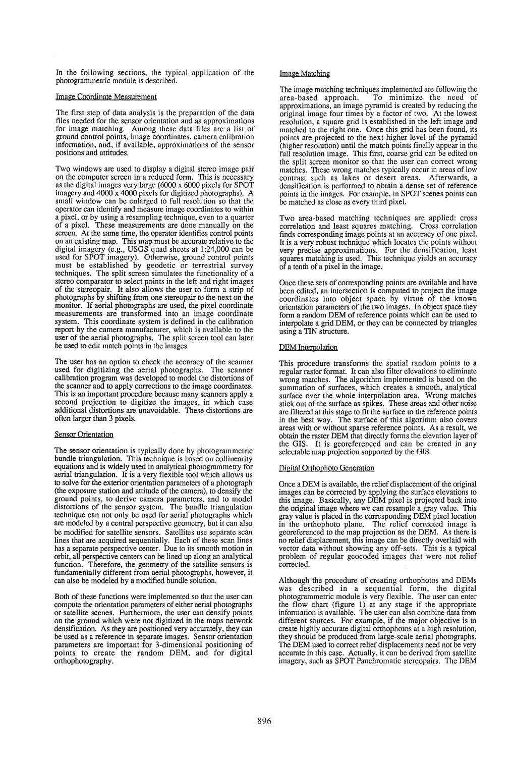In the following sections, the typical application of the photogrammetric module is described.

### Image Coordinate Measurement

The first step of data analysis is the preparation of the data files needed for the sensor orientation and as approximations for image matching. Among these data files are a list of ground control points, image coordinates, camera calibration information, and, if available, approximations of the sensor positions and attitudes.

Two windows are used to display a digital stereo image pair on the computer screen in a reduced form. This is necessary as the digital images very large (6000 x 6000 pixels for SPOT imagery and 4000 x 4000 pixels for digitized photographs). A small window can be enlarged to full resolution so that the operator can identify and measure image coordinates to within a pixel, or by using a resampling technique, even to a quarter of a pixel. These measurements are done manually on the screen. At the same time, the operator identifies control points on an existing map. This map must be accurate relative to the digital imagery (e.g., USGS quad sheets at 1:24,000 can be used for SPOT imagery). Otherwise, ground control points must be established by geodetic or terrestrial survey techniques. The split screen simulates the functionality of a stereo comparator to select points in the left and right images of the stereopair. It also allows the user to form a strip of photographs by shifting from one stereopair to the next on the monitor. If aerial photographs are used, the pixel coordinate measurements are transformed into an image coordinate system. This coordinate system is defined in the calibration report by the camera manufacturer, which is available to the user of the aerial photographs. The split screen tool can later be used to edit match points in the images.

The user has an option to check the accuracy of the scanner used for digitizing the aerial photographs. The scanner calibration program was developed to model the distortions of the scanner and to apply corrections to the image coordinates. This is an important procedure because many scanners apply a second projection to digitize the images, in which case additional distortions are unavoidable. These distortions are often larger than 3 pixels.

### Sensor Orientation

The sensor orientation is typically done by photogrammetric bundle triangulation. This technique is based on collinearity equations and is widely used in analytical photogrammetry for aerial triangulation. It is a very flexible tool which allows us to solve for the exterior orientation parameters of a photograph (the exposure station and attitude of the camera), to densify the ground points, to derive camera parameters, and to model distortions of the sensor system. The bundle triangulation technique can not only be used for aerial photographs which are modeled by a central perspective geometry, but it can also be modified for satellite sensors. Satellites use separate scan lines that are acquired sequentially. Each of these scan lines has a separate perspective center. Due to its smooth motion in orbit, all perspective centers can be lined up along an analytical function. Therefore, the geometry of the satellite sensors is fundamentally different from aerial photographs, however, it can also be modeled by a modified bundle solution.

Both of these functions were implemented so that the user can compute the orientation parameters of either aerial photographs or satellite scenes. Furthermore, the user can densify points on the ground which were not digitized in the maps network densification. As they are positioned very accurately, they can be used as a reference in separate images. Sensor orientation parameters are important for 3-dimensional positioning of points to create the random DEM, and for digital orthophotography.

### Image Matching

The image matching techniques implemented are following the area-based approach. To minimize the need of approximations, an image pyramid is created by reducing the original image four times by a factor of two. At the lowest resolution, a square grid is established in the left image and matched to the right one. Once this grid has been found, its points are projected to the next higher level of the pyramid (higher resolution) until the match points finally appear in the full resolution image. This first, coarse grid can be edited on the split screen monitor so that the user can correct wrong matches. These wrong matches typically occur in areas of low contrast such as lakes or desert areas. Afterwards, a densification is performed to obtain a dense set of reference points in the images. For example, in SPOT scenes points can be matched as close as every third pixel.

Two area-based matching techniques are applied: cross correlation and least squares matching. Cross correlation finds corresponding image points at an accuracy of one pixel. It is a very robust technique which locates the points without very precise approximations. For the densification, least squares matching is used. This technique yields an accuracy of a tenth of a pixel in the image.

Once these sets of corresponding points are available and have been edited, an intersection is computed to project the image coordinates into object space by virtue of the known orientation parameters of the two images. In object space they form a random DEM of reference points which can be used to interpolate a grid DEM, or they can be connected by triangles using a TIN structure.

### DEM Interpolation

This procedure transforms the spatial random points to a regular raster format. It can also filter elevations to eliminate wrong matches. The algorithm implemented is based on the summation of surfaces, which creates a smooth, analytical surface over the whole interpolation area. Wrong matches stick out of the surface as spikes. These areas and other noise are filtered at this stage to fit the surface to the reference points in the best way. The surface of this algorithm also covers areas with or without sparse reference points. As a result, we obtain the raster DEM that directly forms the elevation layer of the GIS. It is georeferenced and can be created in any selectable map projection supported by the GIS.

### Digital Orthophoto Generation

Once a DEM is available, the relief displacement of the original images can be corrected by applying the surface elevations to this image. Basically, any DEM pixel is projected back into the original image where we can resample a gray value. This gray value is placed in the corresponding DEM pixel location in the orthophoto plane. The relief corrected image is georeferenced to the map projection as the DEM. As there is no relief displacement, this image can be directly overlaid with vector data without showing any off-sets. This is a typical problem of regular geocoded images that were not relief corrected.

Although the procedure of creating orthophotos and DEMs was described in a sequential form, the digital photogrammetric module is very flexible. The user can enter the flow chart (figure 1) at any stage if the appropriate information is available. The user can also combine data from different sources. For example, if the major objective is to create highly accurate digital orthophotos at a high resolution, they should be produced from large-scale aerial photographs. The DEM used to correct relief displacements need not be very accurate in this case. Actually, it can be derived from satellite imagery, such as SPOT Panchromatic stereopairs. The DEM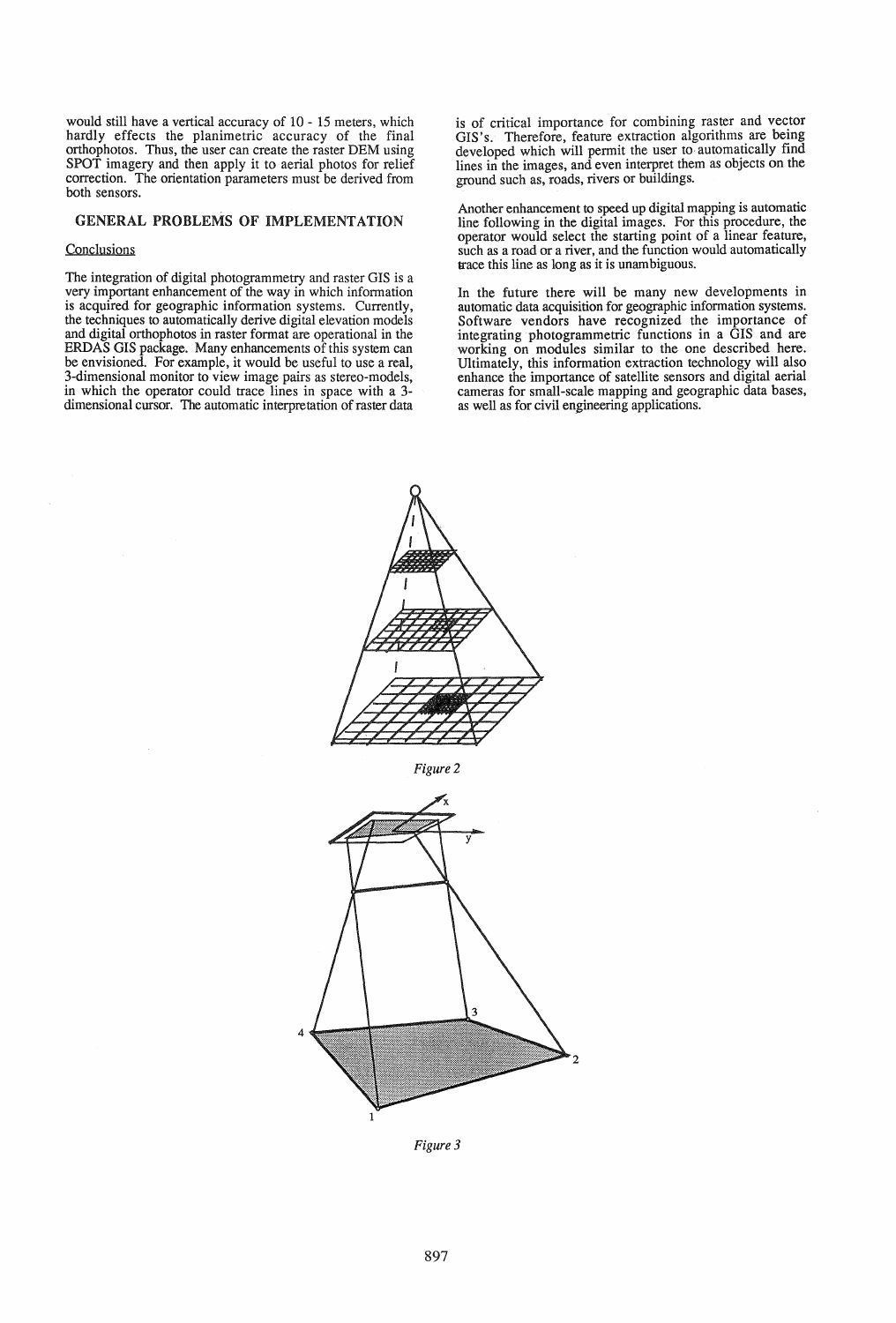would still have a vertical accuracy of 10 - 15 meters, which hardly effects the planimetric accuracy of the final orthophotos. Thus, the user can create the raster DEM using SPOT imagery and then apply it to aerial photos for relief correction. The orientation parameters must be derived from both sensors.

## GENERAL PROBLEMS OF IMPLEMENTATION

### Conclusions

The integration of digital photogrammetry and raster GIS is a very important enhancement of the way in which information is acquired for geographic information systems. Currently, the techniques to automatically derive digital elevation models and digital orthophotos in raster format are operational in the ERDAS GIS package. Many enhancements of this system can be envisioned. For example, it would be useful to use a real, 3-dimensional monitor to view image pairs as stereo-models, in which the operator could trace lines in space with a 3-dimensional cursor. The automatic interpretation of raster data is of critical importance for combining raster and vector GIS's. Therefore, feature extraction algorithms are being developed which will permit the user to automatically find lines in the images, and even interpret them as objects on the ground such as, roads, rivers or buildings.

Another enhancement to speed up digital mapping is automatic line following in the digital images. For this procedure, the operator would select the starting point of a linear feature, such as a road or a river, and the function would automatically trace this line as long as it is unambiguous.

In the future there will be many new developments in automatic data acquisition for geographic information systems. Software vendors have recognized the importance of integrating photogrammetric functions in a GIS and are working on modules similar to the one described here. Ultimately, this information extraction technology will also enhance the importance of satellite sensors and digital aerial cameras for small-scale mapping and geographic data bases, as well as for civil engineering applications.

*Figure 2*

*Figure 3*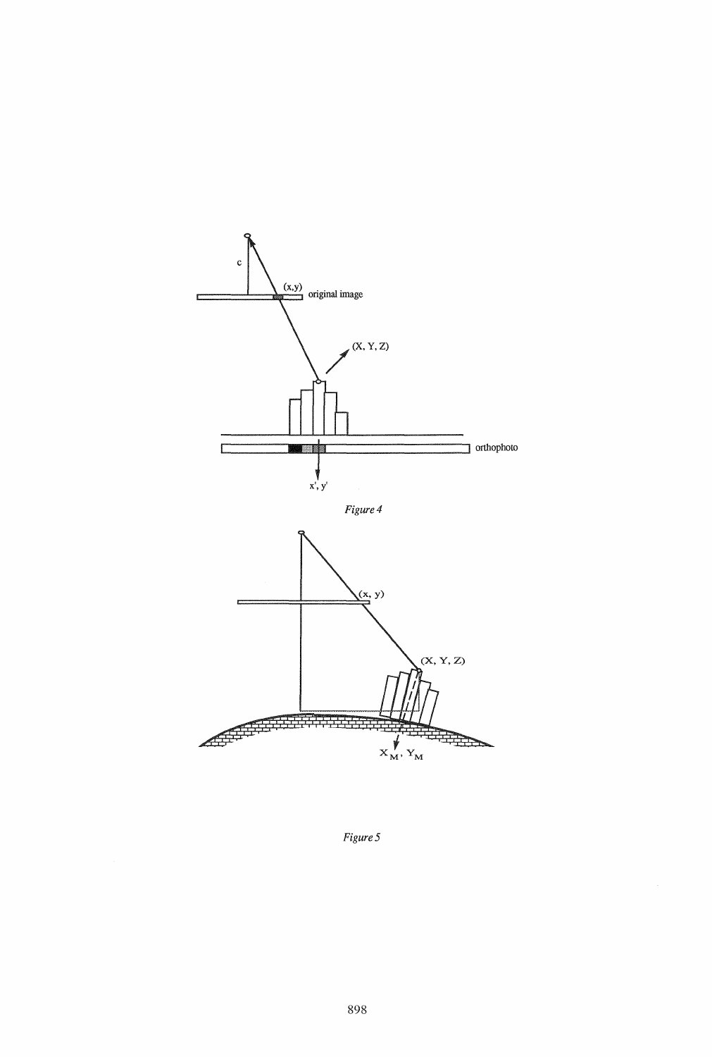c

(x,y) original image

(X, Y, Z)

orthophoto

x', y'

*Figure 4*

(x, y)

(X, Y, Z)

$X_M, Y_M$

*Figure 5*